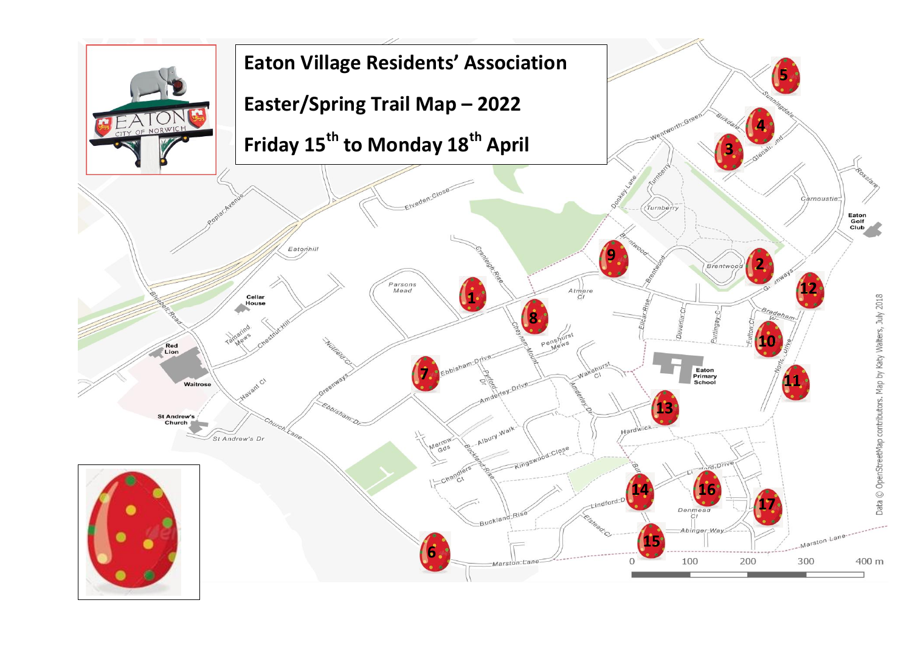# Eaton Village Residents' Association

## Easter/Spring Trail Map – 2022

## Friday 15th to Monday 18th April

Data © OpenStreetMap contributors. Map by Katy Walters, July 2018

0 100 200 300 400 m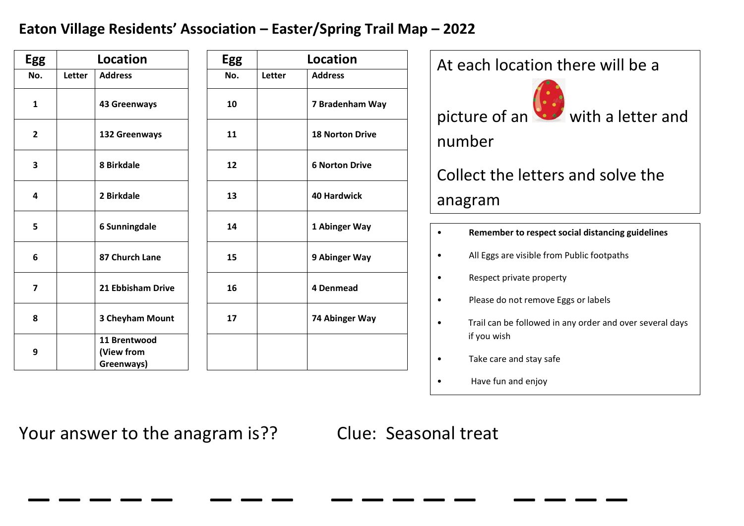# Eaton Village Residents' Association – Easter/Spring Trail Map – 2022

| Egg No. | Letter | Address |
|---|---|---|
| 1 | | 43 Greenways |
| 2 | | 132 Greenways |
| 3 | | 8 Birkdale |
| 4 | | 2 Birkdale |
| 5 | | 6 Sunningdale |
| 6 | | 87 Church Lane |
| 7 | | 21 Ebbisham Drive |
| 8 | | 3 Cheyham Mount |
| 9 | | 11 Brentwood (View from Greenways) |

| Egg No. | Letter | Address |
|---|---|---|
| 10 | | 7 Bradenham Way |
| 11 | | 18 Norton Drive |
| 12 | | 6 Norton Drive |
| 13 | | 40 Hardwick |
| 14 | | 1 Abinger Way |
| 15 | | 9 Abinger Way |
| 16 | | 4 Denmead |
| 17 | | 74 Abinger Way |
| | | |

At each location there will be a picture of an egg with a letter and number

Collect the letters and solve the anagram

- **Remember to respect social distancing guidelines**
- All Eggs are visible from Public footpaths
- Respect private property
- Please do not remove Eggs or labels
- Trail can be followed in any order and over several days if you wish
- Take care and stay safe
- Have fun and enjoy

Your answer to the anagram is?? Clue: Seasonal treat

_ _ _ _ _   _ _ _   _ _ _ _ _   _ _ _ _